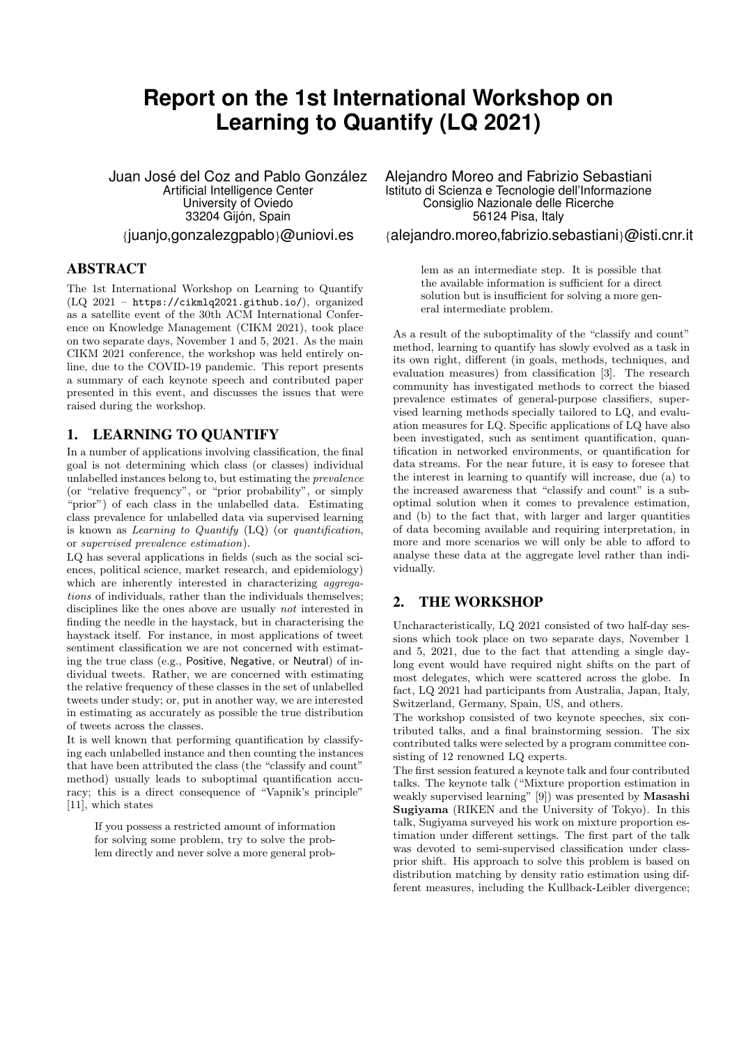# Report on the 1st International Workshop on Learning to Quantify (LQ 2021)

Juan José del Coz and Pablo González
Artificial Intelligence Center
University of Oviedo
33204 Gijón, Spain
{juanjo,gonzalezgpablo}@uniovi.es

Alejandro Moreo and Fabrizio Sebastiani
Istituto di Scienza e Tecnologie dell'Informazione
Consiglio Nazionale delle Ricerche
56124 Pisa, Italy
{alejandro.moreo,fabrizio.sebastiani}@isti.cnr.it

## ABSTRACT

The 1st International Workshop on Learning to Quantify (LQ 2021 – https://cikmlq2021.github.io/), organized as a satellite event of the 30th ACM International Conference on Knowledge Management (CIKM 2021), took place on two separate days, November 1 and 5, 2021. As the main CIKM 2021 conference, the workshop was held entirely online, due to the COVID-19 pandemic. This report presents a summary of each keynote speech and contributed paper presented in this event, and discusses the issues that were raised during the workshop.

## 1. LEARNING TO QUANTIFY

In a number of applications involving classification, the final goal is not determining which class (or classes) individual unlabelled instances belong to, but estimating the *prevalence* (or "relative frequency", or "prior probability", or simply "prior") of each class in the unlabelled data. Estimating class prevalence for unlabelled data via supervised learning is known as *Learning to Quantify* (LQ) (or *quantification*, or *supervised prevalence estimation*).

LQ has several applications in fields (such as the social sciences, political science, market research, and epidemiology) which are inherently interested in characterizing *aggregations* of individuals, rather than the individuals themselves; disciplines like the ones above are usually *not* interested in finding the needle in the haystack, but in characterising the haystack itself. For instance, in most applications of tweet sentiment classification we are not concerned with estimating the true class (e.g., Positive, Negative, or Neutral) of individual tweets. Rather, we are concerned with estimating the relative frequency of these classes in the set of unlabelled tweets under study; or, put in another way, we are interested in estimating as accurately as possible the true distribution of tweets across the classes.

It is well known that performing quantification by classifying each unlabelled instance and then counting the instances that have been attributed the class (the "classify and count" method) usually leads to suboptimal quantification accuracy; this is a direct consequence of "Vapnik's principle" [11], which states

> If you possess a restricted amount of information for solving some problem, try to solve the problem directly and never solve a more general problem as an intermediate step. It is possible that the available information is sufficient for a direct solution but is insufficient for solving a more general intermediate problem.

As a result of the suboptimality of the "classify and count" method, learning to quantify has slowly evolved as a task in its own right, different (in goals, methods, techniques, and evaluation measures) from classification [3]. The research community has investigated methods to correct the biased prevalence estimates of general-purpose classifiers, supervised learning methods specially tailored to LQ, and evaluation measures for LQ. Specific applications of LQ have also been investigated, such as sentiment quantification, quantification in networked environments, or quantification for data streams. For the near future, it is easy to foresee that the interest in learning to quantify will increase, due (a) to the increased awareness that "classify and count" is a suboptimal solution when it comes to prevalence estimation, and (b) to the fact that, with larger and larger quantities of data becoming available and requiring interpretation, in more and more scenarios we will only be able to afford to analyse these data at the aggregate level rather than individually.

## 2. THE WORKSHOP

Uncharacteristically, LQ 2021 consisted of two half-day sessions which took place on two separate days, November 1 and 5, 2021, due to the fact that attending a single day-long event would have required night shifts on the part of most delegates, which were scattered across the globe. In fact, LQ 2021 had participants from Australia, Japan, Italy, Switzerland, Germany, Spain, US, and others.

The workshop consisted of two keynote speeches, six contributed talks, and a final brainstorming session. The six contributed talks were selected by a program committee consisting of 12 renowned LQ experts.

The first session featured a keynote talk and four contributed talks. The keynote talk ("Mixture proportion estimation in weakly supervised learning" [9]) was presented by **Masashi Sugiyama** (RIKEN and the University of Tokyo). In this talk, Sugiyama surveyed his work on mixture proportion estimation under different settings. The first part of the talk was devoted to semi-supervised classification under class-prior shift. His approach to solve this problem is based on distribution matching by density ratio estimation using different measures, including the Kullback-Leibler divergence;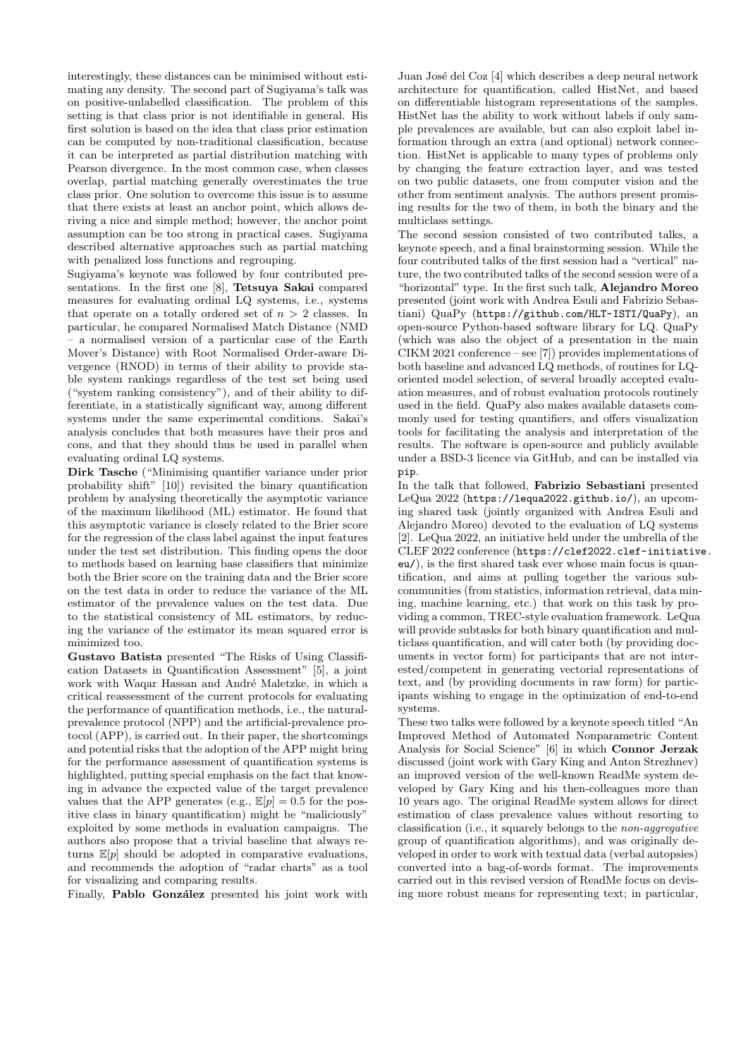interestingly, these distances can be minimised without estimating any density. The second part of Sugiyama's talk was on positive-unlabelled classification. The problem of this setting is that class prior is not identifiable in general. His first solution is based on the idea that class prior estimation can be computed by non-traditional classification, because it can be interpreted as partial distribution matching with Pearson divergence. In the most common case, when classes overlap, partial matching generally overestimates the true class prior. One solution to overcome this issue is to assume that there exists at least an anchor point, which allows deriving a nice and simple method; however, the anchor point assumption can be too strong in practical cases. Sugiyama described alternative approaches such as partial matching with penalized loss functions and regrouping.

Sugiyama's keynote was followed by four contributed presentations. In the first one [8], **Tetsuya Sakai** compared measures for evaluating ordinal LQ systems, i.e., systems that operate on a totally ordered set of $n > 2$ classes. In particular, he compared Normalised Match Distance (NMD – a normalised version of a particular case of the Earth Mover's Distance) with Root Normalised Order-aware Divergence (RNOD) in terms of their ability to provide stable system rankings regardless of the test set being used ("system ranking consistency"), and of their ability to differentiate, in a statistically significant way, among different systems under the same experimental conditions. Sakai's analysis concludes that both measures have their pros and cons, and that they should thus be used in parallel when evaluating ordinal LQ systems.

**Dirk Tasche** ("Minimising quantifier variance under prior probability shift" [10]) revisited the binary quantification problem by analysing theoretically the asymptotic variance of the maximum likelihood (ML) estimator. He found that this asymptotic variance is closely related to the Brier score for the regression of the class label against the input features under the test set distribution. This finding opens the door to methods based on learning base classifiers that minimize both the Brier score on the training data and the Brier score on the test data in order to reduce the variance of the ML estimator of the prevalence values on the test data. Due to the statistical consistency of ML estimators, by reducing the variance of the estimator its mean squared error is minimized too.

**Gustavo Batista** presented "The Risks of Using Classification Datasets in Quantification Assessment" [5], a joint work with Waqar Hassan and André Maletzke, in which a critical reassessment of the current protocols for evaluating the performance of quantification methods, i.e., the natural-prevalence protocol (NPP) and the artificial-prevalence protocol (APP), is carried out. In their paper, the shortcomings and potential risks that the adoption of the APP might bring for the performance assessment of quantification systems is highlighted, putting special emphasis on the fact that knowing in advance the expected value of the target prevalence values that the APP generates (e.g., $\mathbb{E}[p] = 0.5$ for the positive class in binary quantification) might be "maliciously" exploited by some methods in evaluation campaigns. The authors also propose that a trivial baseline that always returns $\mathbb{E}[p]$ should be adopted in comparative evaluations, and recommends the adoption of "radar charts" as a tool for visualizing and comparing results.

Finally, **Pablo González** presented his joint work with Juan José del Coz [4] which describes a deep neural network architecture for quantification, called HistNet, and based on differentiable histogram representations of the samples. HistNet has the ability to work without labels if only sample prevalences are available, but can also exploit label information through an extra (and optional) network connection. HistNet is applicable to many types of problems only by changing the feature extraction layer, and was tested on two public datasets, one from computer vision and the other from sentiment analysis. The authors present promising results for the two of them, in both the binary and the multiclass settings.

The second session consisted of two contributed talks, a keynote speech, and a final brainstorming session. While the four contributed talks of the first session had a "vertical" nature, the two contributed talks of the second session were of a "horizontal" type. In the first such talk, **Alejandro Moreo** presented (joint work with Andrea Esuli and Fabrizio Sebastiani) QuaPy (`https://github.com/HLT-ISTI/QuaPy`), an open-source Python-based software library for LQ. QuaPy (which was also the object of a presentation in the main CIKM 2021 conference – see [7]) provides implementations of both baseline and advanced LQ methods, of routines for LQ-oriented model selection, of several broadly accepted evaluation measures, and of robust evaluation protocols routinely used in the field. QuaPy also makes available datasets commonly used for testing quantifiers, and offers visualization tools for facilitating the analysis and interpretation of the results. The software is open-source and publicly available under a BSD-3 licence via GitHub, and can be installed via `pip`.

In the talk that followed, **Fabrizio Sebastiani** presented LeQua 2022 (`https://lequa2022.github.io/`), an upcoming shared task (jointly organized with Andrea Esuli and Alejandro Moreo) devoted to the evaluation of LQ systems [2]. LeQua 2022, an initiative held under the umbrella of the CLEF 2022 conference (`https://clef2022.clef-initiative.eu/`), is the first shared task ever whose main focus is quantification, and aims at pulling together the various subcommunities (from statistics, information retrieval, data mining, machine learning, etc.) that work on this task by providing a common, TREC-style evaluation framework. LeQua will provide subtasks for both binary quantification and multiclass quantification, and will cater both (by providing documents in vector form) for participants that are not interested/competent in generating vectorial representations of text, and (by providing documents in raw form) for participants wishing to engage in the optimization of end-to-end systems.

These two talks were followed by a keynote speech titled "An Improved Method of Automated Nonparametric Content Analysis for Social Science" [6] in which **Connor Jerzak** discussed (joint work with Gary King and Anton Strezhnev) an improved version of the well-known ReadMe system developed by Gary King and his then-colleagues more than 10 years ago. The original ReadMe system allows for direct estimation of class prevalence values without resorting to classification (i.e., it squarely belongs to the *non-aggregative* group of quantification algorithms), and was originally developed in order to work with textual data (verbal autopsies) converted into a bag-of-words format. The improvements carried out in this revised version of ReadMe focus on devising more robust means for representing text; in particular,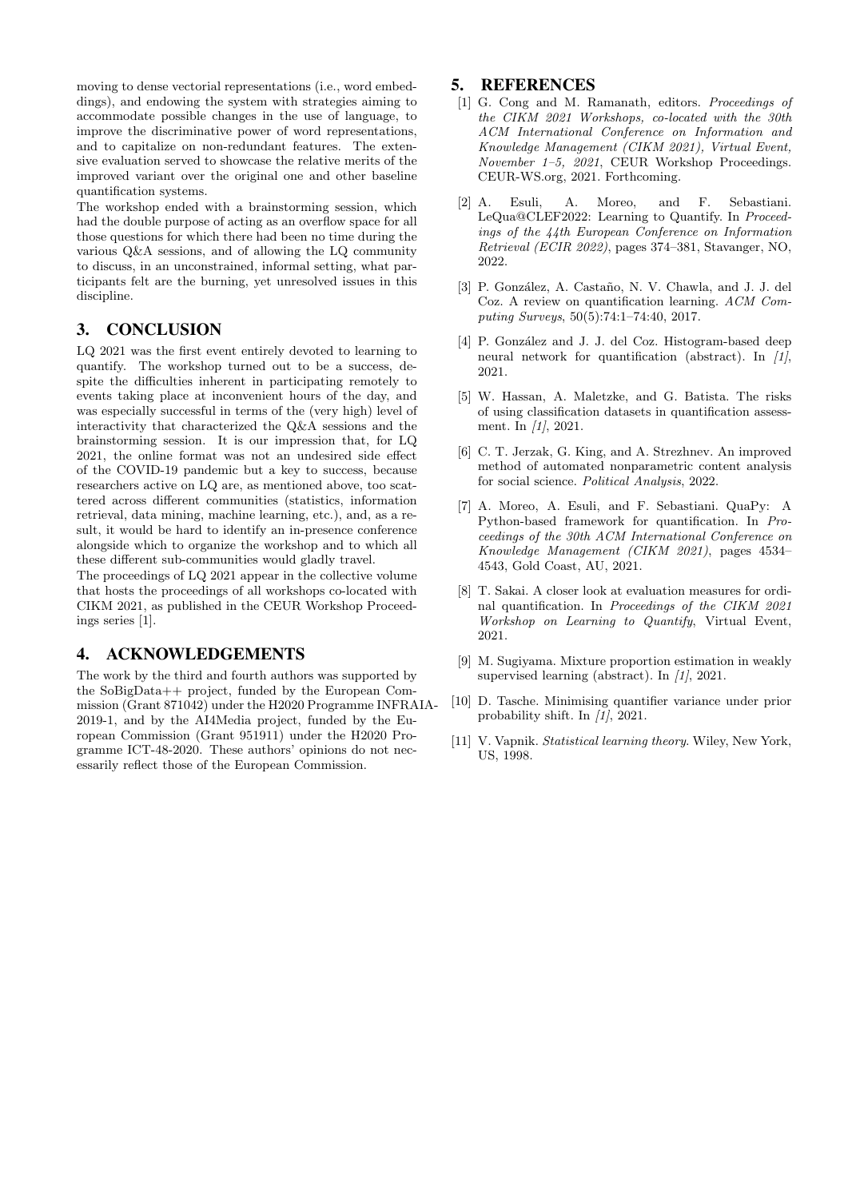moving to dense vectorial representations (i.e., word embeddings), and endowing the system with strategies aiming to accommodate possible changes in the use of language, to improve the discriminative power of word representations, and to capitalize on non-redundant features. The extensive evaluation served to showcase the relative merits of the improved variant over the original one and other baseline quantification systems.

The workshop ended with a brainstorming session, which had the double purpose of acting as an overflow space for all those questions for which there had been no time during the various Q&A sessions, and of allowing the LQ community to discuss, in an unconstrained, informal setting, what participants felt are the burning, yet unresolved issues in this discipline.

## 3. CONCLUSION

LQ 2021 was the first event entirely devoted to learning to quantify. The workshop turned out to be a success, despite the difficulties inherent in participating remotely to events taking place at inconvenient hours of the day, and was especially successful in terms of the (very high) level of interactivity that characterized the Q&A sessions and the brainstorming session. It is our impression that, for LQ 2021, the online format was not an undesired side effect of the COVID-19 pandemic but a key to success, because researchers active on LQ are, as mentioned above, too scattered across different communities (statistics, information retrieval, data mining, machine learning, etc.), and, as a result, it would be hard to identify an in-presence conference alongside which to organize the workshop and to which all these different sub-communities would gladly travel.

The proceedings of LQ 2021 appear in the collective volume that hosts the proceedings of all workshops co-located with CIKM 2021, as published in the CEUR Workshop Proceedings series [1].

## 4. ACKNOWLEDGEMENTS

The work by the third and fourth authors was supported by the SoBigData++ project, funded by the European Commission (Grant 871042) under the H2020 Programme INFRAIA-2019-1, and by the AI4Media project, funded by the European Commission (Grant 951911) under the H2020 Programme ICT-48-2020. These authors' opinions do not necessarily reflect those of the European Commission.

## 5. REFERENCES

[1] G. Cong and M. Ramanath, editors. *Proceedings of the CIKM 2021 Workshops, co-located with the 30th ACM International Conference on Information and Knowledge Management (CIKM 2021), Virtual Event, November 1–5, 2021*, CEUR Workshop Proceedings. CEUR-WS.org, 2021. Forthcoming.

[2] A. Esuli, A. Moreo, and F. Sebastiani. LeQua@CLEF2022: Learning to Quantify. In *Proceedings of the 44th European Conference on Information Retrieval (ECIR 2022)*, pages 374–381, Stavanger, NO, 2022.

[3] P. González, A. Castaño, N. V. Chawla, and J. J. del Coz. A review on quantification learning. *ACM Computing Surveys*, 50(5):74:1–74:40, 2017.

[4] P. González and J. J. del Coz. Histogram-based deep neural network for quantification (abstract). In *[1]*, 2021.

[5] W. Hassan, A. Maletzke, and G. Batista. The risks of using classification datasets in quantification assessment. In *[1]*, 2021.

[6] C. T. Jerzak, G. King, and A. Strezhnev. An improved method of automated nonparametric content analysis for social science. *Political Analysis*, 2022.

[7] A. Moreo, A. Esuli, and F. Sebastiani. QuaPy: A Python-based framework for quantification. In *Proceedings of the 30th ACM International Conference on Knowledge Management (CIKM 2021)*, pages 4534–4543, Gold Coast, AU, 2021.

[8] T. Sakai. A closer look at evaluation measures for ordinal quantification. In *Proceedings of the CIKM 2021 Workshop on Learning to Quantify*, Virtual Event, 2021.

[9] M. Sugiyama. Mixture proportion estimation in weakly supervised learning (abstract). In *[1]*, 2021.

[10] D. Tasche. Minimising quantifier variance under prior probability shift. In *[1]*, 2021.

[11] V. Vapnik. *Statistical learning theory*. Wiley, New York, US, 1998.